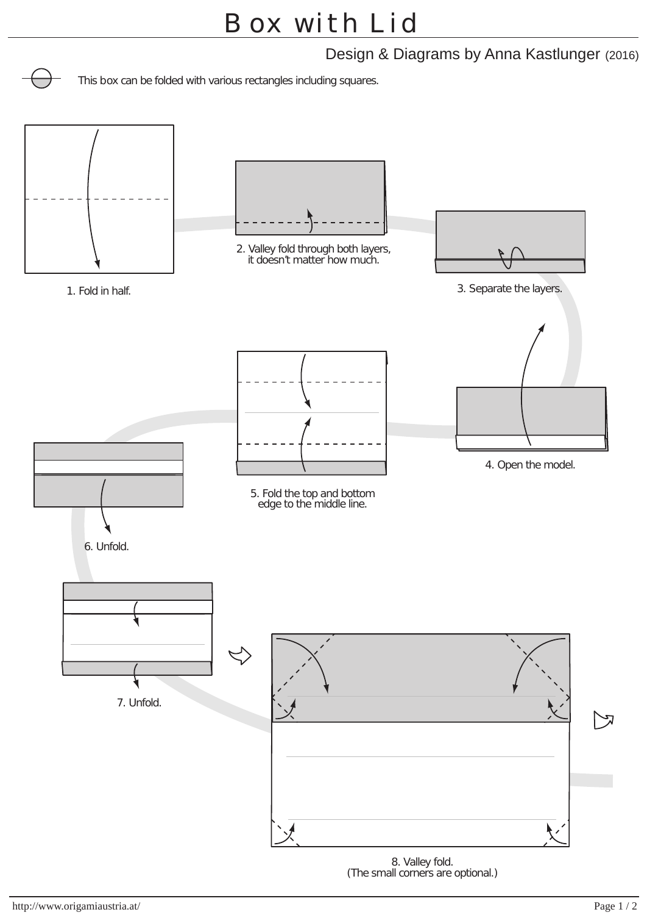# Box with Lid

Design & Diagrams by Anna Kastlunger (2016)

This box can be folded with various rectangles including squares.

1. Fold in half.

2. Valley fold through both layers, it doesn't matter how much.

3. Separate the layers.

4. Open the model.

5. Fold the top and bottom edge to the middle line.

6. Unfold.

7. Unfold.

8. Valley fold. (The small corners are optional.)

http://www.origamiaustria.at/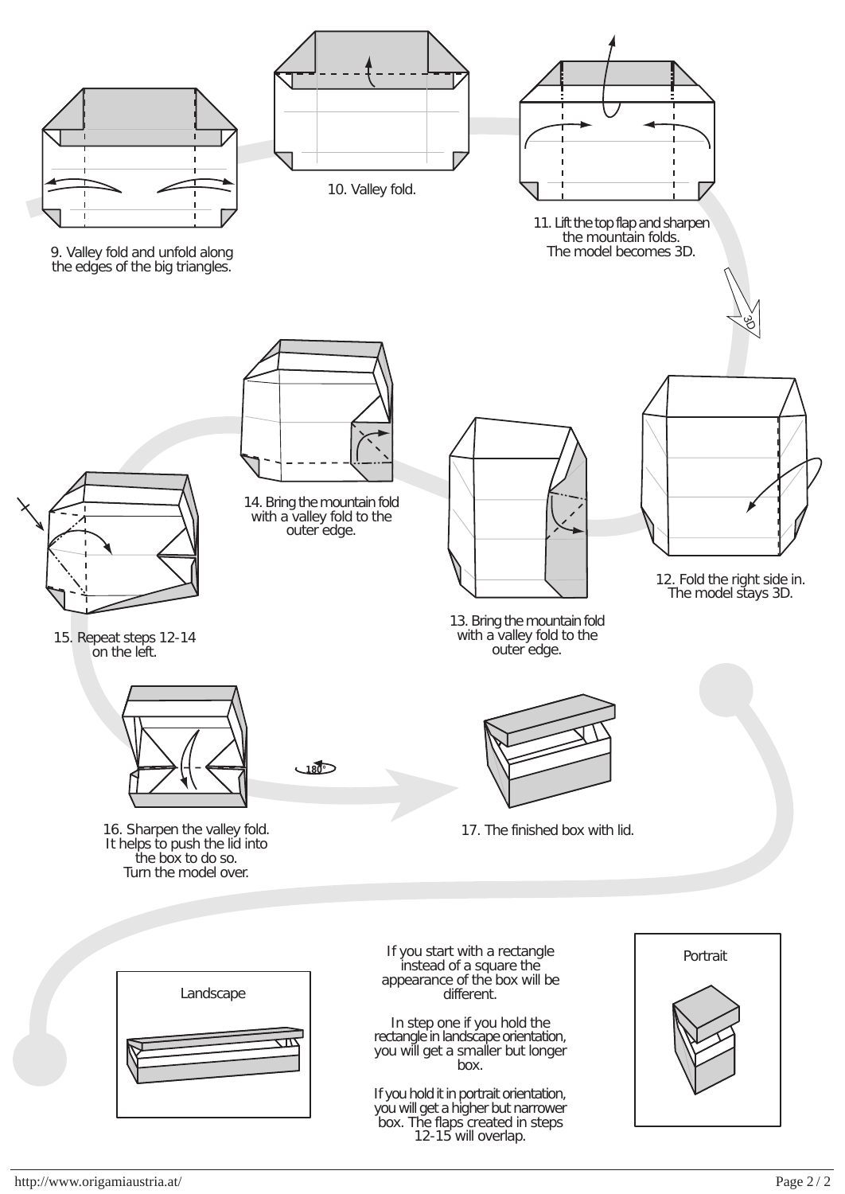9. Valley fold and unfold along the edges of the big triangles.

10. Valley fold.

11. Lift the top flap and sharpen the mountain folds. The model becomes 3D.

3D

12. Fold the right side in. The model stays 3D.

13. Bring the mountain fold with a valley fold to the outer edge.

14. Bring the mountain fold with a valley fold to the outer edge.

15. Repeat steps 12-14 on the left.

16. Sharpen the valley fold. It helps to push the lid into the box to do so. Turn the model over.

180°

17. The finished box with lid.

Landscape

If you start with a rectangle instead of a square the appearance of the box will be different.

In step one if you hold the rectangle in landscape orientation, you will get a smaller but longer box.

If you hold it in portrait orientation, you will get a higher but narrower box. The flaps created in steps 12-15 will overlap.

Portrait

http://www.origamiaustria.at/